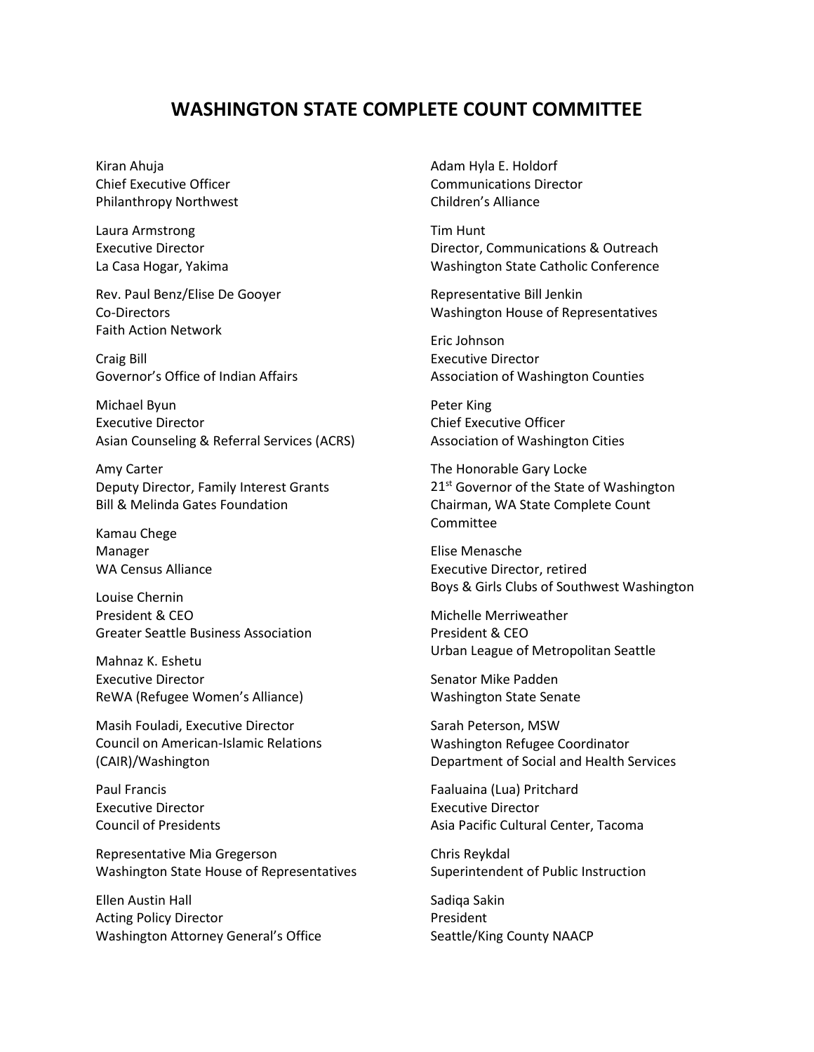# WASHINGTON STATE COMPLETE COUNT COMMITTEE

Kiran Ahuja
Chief Executive Officer
Philanthropy Northwest

Laura Armstrong
Executive Director
La Casa Hogar, Yakima

Rev. Paul Benz/Elise De Gooyer
Co-Directors
Faith Action Network

Craig Bill
Governor's Office of Indian Affairs

Michael Byun
Executive Director
Asian Counseling & Referral Services (ACRS)

Amy Carter
Deputy Director, Family Interest Grants
Bill & Melinda Gates Foundation

Kamau Chege
Manager
WA Census Alliance

Louise Chernin
President & CEO
Greater Seattle Business Association

Mahnaz K. Eshetu
Executive Director
ReWA (Refugee Women's Alliance)

Masih Fouladi, Executive Director
Council on American-Islamic Relations (CAIR)/Washington

Paul Francis
Executive Director
Council of Presidents

Representative Mia Gregerson
Washington State House of Representatives

Ellen Austin Hall
Acting Policy Director
Washington Attorney General's Office

Adam Hyla E. Holdorf
Communications Director
Children's Alliance

Tim Hunt
Director, Communications & Outreach
Washington State Catholic Conference

Representative Bill Jenkin
Washington House of Representatives

Eric Johnson
Executive Director
Association of Washington Counties

Peter King
Chief Executive Officer
Association of Washington Cities

The Honorable Gary Locke
21st Governor of the State of Washington
Chairman, WA State Complete Count Committee

Elise Menasche
Executive Director, retired
Boys & Girls Clubs of Southwest Washington

Michelle Merriweather
President & CEO
Urban League of Metropolitan Seattle

Senator Mike Padden
Washington State Senate

Sarah Peterson, MSW
Washington Refugee Coordinator
Department of Social and Health Services

Faaluaina (Lua) Pritchard
Executive Director
Asia Pacific Cultural Center, Tacoma

Chris Reykdal
Superintendent of Public Instruction

Sadiqa Sakin
President
Seattle/King County NAACP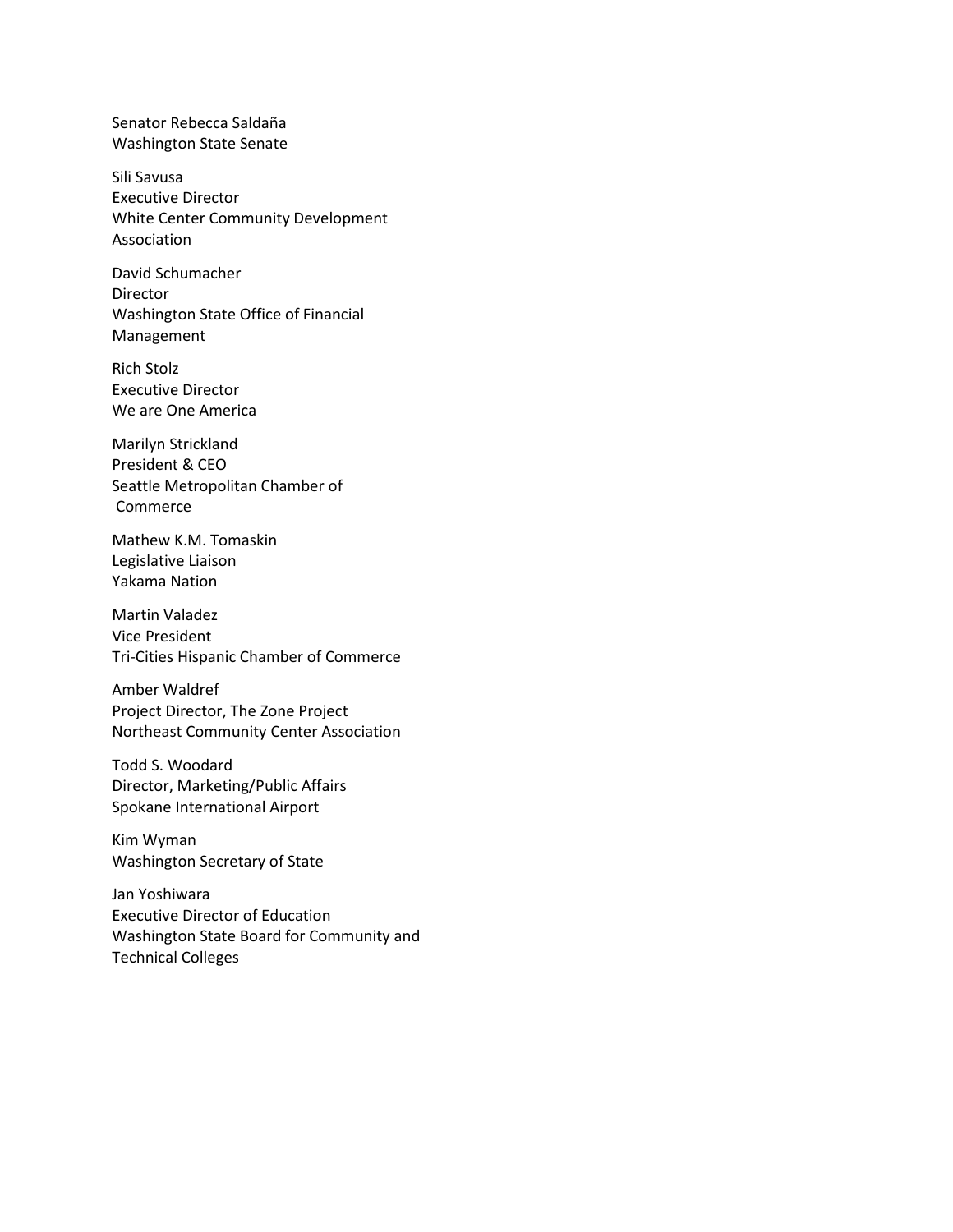Senator Rebecca Saldaña  
Washington State Senate

Sili Savusa  
Executive Director  
White Center Community Development Association

David Schumacher  
Director  
Washington State Office of Financial Management

Rich Stolz  
Executive Director  
We are One America

Marilyn Strickland  
President & CEO  
Seattle Metropolitan Chamber of Commerce

Mathew K.M. Tomaskin  
Legislative Liaison  
Yakama Nation

Martin Valadez  
Vice President  
Tri-Cities Hispanic Chamber of Commerce

Amber Waldref  
Project Director, The Zone Project  
Northeast Community Center Association

Todd S. Woodard  
Director, Marketing/Public Affairs  
Spokane International Airport

Kim Wyman  
Washington Secretary of State

Jan Yoshiwara  
Executive Director of Education  
Washington State Board for Community and Technical Colleges